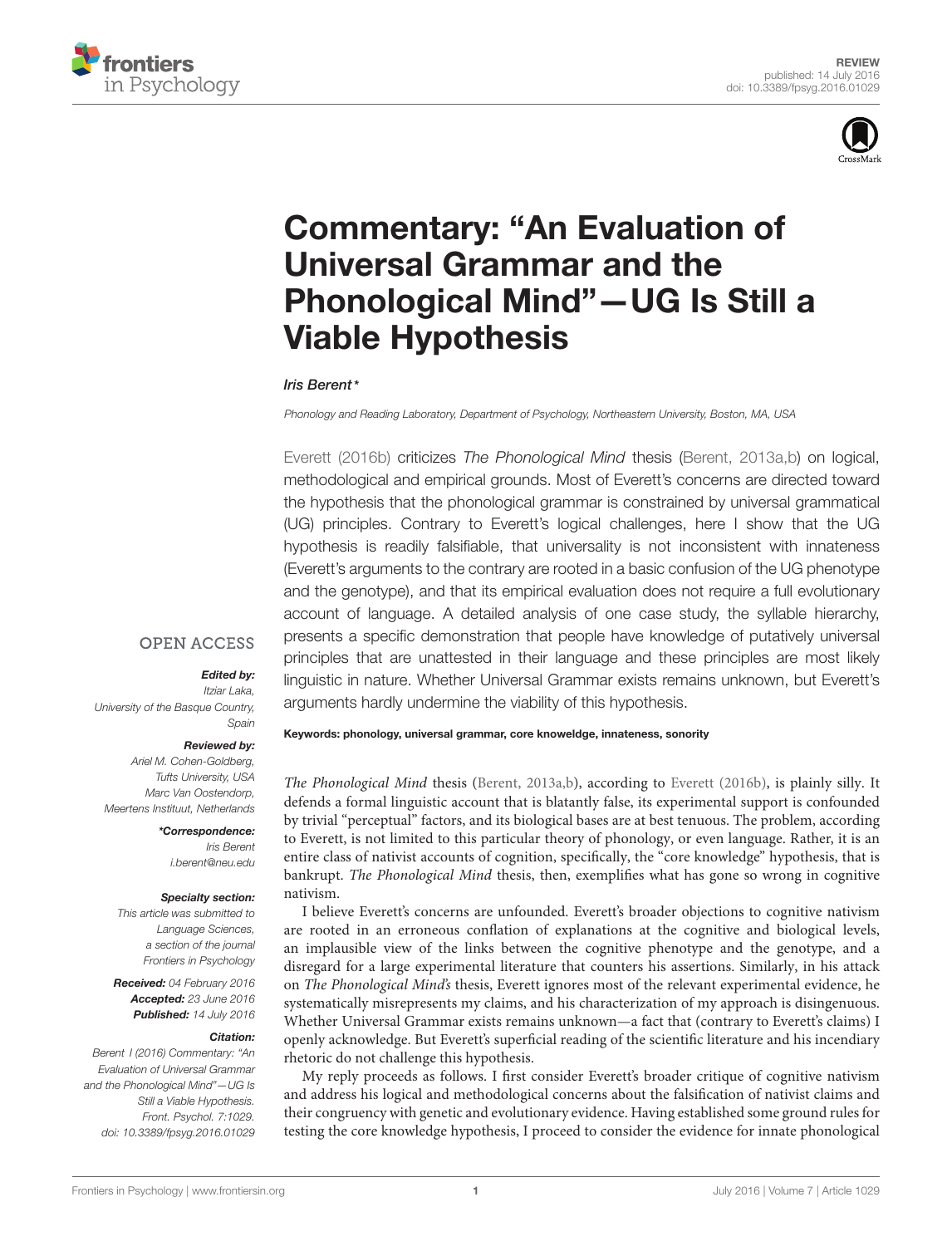REVIEW
published: 14 July 2016
doi: 10.3389/fpsyg.2016.01029

# Commentary: "An Evaluation of Universal Grammar and the Phonological Mind"—UG Is Still a Viable Hypothesis

*Iris Berent**

*Phonology and Reading Laboratory, Department of Psychology, Northeastern University, Boston, MA, USA*

Everett (2016b) criticizes *The Phonological Mind* thesis (Berent, 2013a,b) on logical, methodological and empirical grounds. Most of Everett's concerns are directed toward the hypothesis that the phonological grammar is constrained by universal grammatical (UG) principles. Contrary to Everett's logical challenges, here I show that the UG hypothesis is readily falsifiable, that universality is not inconsistent with innateness (Everett's arguments to the contrary are rooted in a basic confusion of the UG phenotype and the genotype), and that its empirical evaluation does not require a full evolutionary account of language. A detailed analysis of one case study, the syllable hierarchy, presents a specific demonstration that people have knowledge of putatively universal principles that are unattested in their language and these principles are most likely linguistic in nature. Whether Universal Grammar exists remains unknown, but Everett's arguments hardly undermine the viability of this hypothesis.

**Keywords: phonology, universal grammar, core knoweldge, innateness, sonority**

OPEN ACCESS

***Edited by:***
*Itziar Laka,*
*University of the Basque Country, Spain*

***Reviewed by:***
*Ariel M. Cohen-Goldberg, Tufts University, USA*
*Marc Van Oostendorp, Meertens Instituut, Netherlands*

***\*Correspondence:***
*Iris Berent*
*i.berent@neu.edu*

***Specialty section:***
*This article was submitted to Language Sciences, a section of the journal Frontiers in Psychology*

***Received:*** *04 February 2016*
***Accepted:*** *23 June 2016*
***Published:*** *14 July 2016*

***Citation:***
*Berent I (2016) Commentary: "An Evaluation of Universal Grammar and the Phonological Mind"—UG Is Still a Viable Hypothesis. Front. Psychol. 7:1029. doi: 10.3389/fpsyg.2016.01029*

*The Phonological Mind* thesis (Berent, 2013a,b), according to Everett (2016b), is plainly silly. It defends a formal linguistic account that is blatantly false, its experimental support is confounded by trivial "perceptual" factors, and its biological bases are at best tenuous. The problem, according to Everett, is not limited to this particular theory of phonology, or even language. Rather, it is an entire class of nativist accounts of cognition, specifically, the "core knowledge" hypothesis, that is bankrupt. *The Phonological Mind* thesis, then, exemplifies what has gone so wrong in cognitive nativism.

I believe Everett's concerns are unfounded. Everett's broader objections to cognitive nativism are rooted in an erroneous conflation of explanations at the cognitive and biological levels, an implausible view of the links between the cognitive phenotype and the genotype, and a disregard for a large experimental literature that counters his assertions. Similarly, in his attack on *The Phonological Mind's* thesis, Everett ignores most of the relevant experimental evidence, he systematically misrepresents my claims, and his characterization of my approach is disingenuous. Whether Universal Grammar exists remains unknown—a fact that (contrary to Everett's claims) I openly acknowledge. But Everett's superficial reading of the scientific literature and his incendiary rhetoric do not challenge this hypothesis.

My reply proceeds as follows. I first consider Everett's broader critique of cognitive nativism and address his logical and methodological concerns about the falsification of nativist claims and their congruency with genetic and evolutionary evidence. Having established some ground rules for testing the core knowledge hypothesis, I proceed to consider the evidence for innate phonological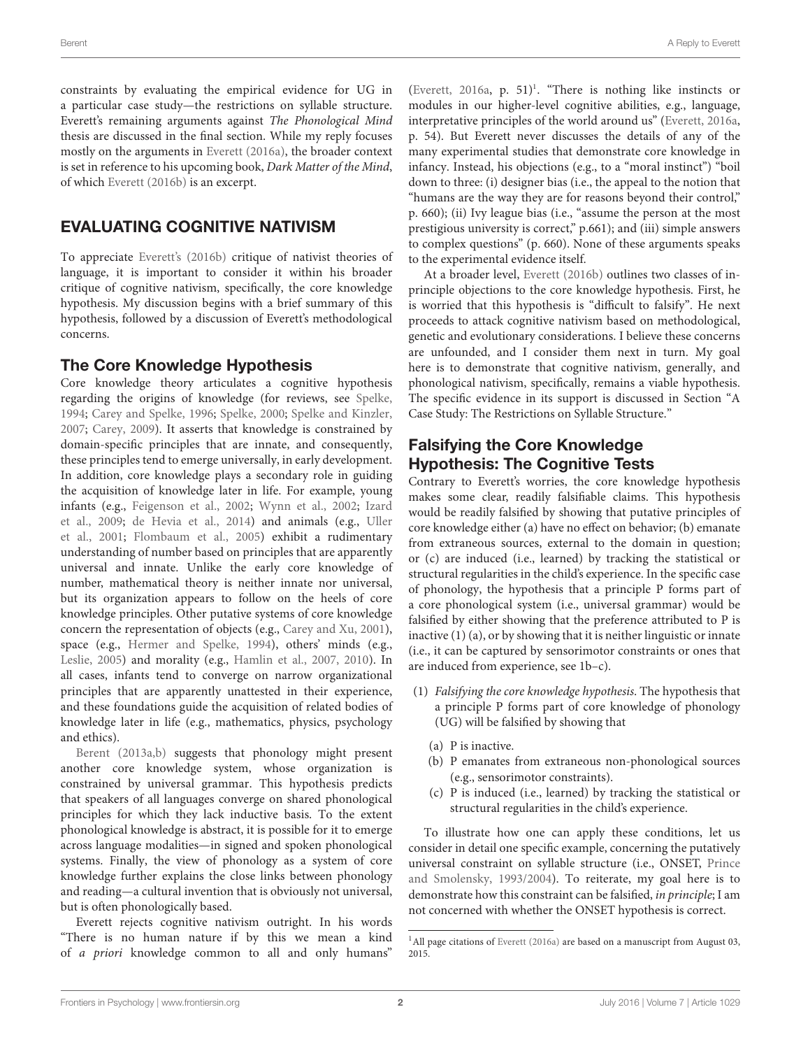constraints by evaluating the empirical evidence for UG in a particular case study—the restrictions on syllable structure. Everett's remaining arguments against *The Phonological Mind* thesis are discussed in the final section. While my reply focuses mostly on the arguments in Everett (2016a), the broader context is set in reference to his upcoming book, *Dark Matter of the Mind*, of which Everett (2016b) is an excerpt.

## EVALUATING COGNITIVE NATIVISM

To appreciate Everett's (2016b) critique of nativist theories of language, it is important to consider it within his broader critique of cognitive nativism, specifically, the core knowledge hypothesis. My discussion begins with a brief summary of this hypothesis, followed by a discussion of Everett's methodological concerns.

### The Core Knowledge Hypothesis

Core knowledge theory articulates a cognitive hypothesis regarding the origins of knowledge (for reviews, see Spelke, 1994; Carey and Spelke, 1996; Spelke, 2000; Spelke and Kinzler, 2007; Carey, 2009). It asserts that knowledge is constrained by domain-specific principles that are innate, and consequently, these principles tend to emerge universally, in early development. In addition, core knowledge plays a secondary role in guiding the acquisition of knowledge later in life. For example, young infants (e.g., Feigenson et al., 2002; Wynn et al., 2002; Izard et al., 2009; de Hevia et al., 2014) and animals (e.g., Uller et al., 2001; Flombaum et al., 2005) exhibit a rudimentary understanding of number based on principles that are apparently universal and innate. Unlike the early core knowledge of number, mathematical theory is neither innate nor universal, but its organization appears to follow on the heels of core knowledge principles. Other putative systems of core knowledge concern the representation of objects (e.g., Carey and Xu, 2001), space (e.g., Hermer and Spelke, 1994), others' minds (e.g., Leslie, 2005) and morality (e.g., Hamlin et al., 2007, 2010). In all cases, infants tend to converge on narrow organizational principles that are apparently unattested in their experience, and these foundations guide the acquisition of related bodies of knowledge later in life (e.g., mathematics, physics, psychology and ethics).

Berent (2013a,b) suggests that phonology might present another core knowledge system, whose organization is constrained by universal grammar. This hypothesis predicts that speakers of all languages converge on shared phonological principles for which they lack inductive basis. To the extent phonological knowledge is abstract, it is possible for it to emerge across language modalities—in signed and spoken phonological systems. Finally, the view of phonology as a system of core knowledge further explains the close links between phonology and reading—a cultural invention that is obviously not universal, but is often phonologically based.

Everett rejects cognitive nativism outright. In his words "There is no human nature if by this we mean a kind of *a priori* knowledge common to all and only humans" (Everett, 2016a, p. 51)[1]. "There is nothing like instincts or modules in our higher-level cognitive abilities, e.g., language, interpretative principles of the world around us" (Everett, 2016a, p. 54). But Everett never discusses the details of any of the many experimental studies that demonstrate core knowledge in infancy. Instead, his objections (e.g., to a "moral instinct") "boil down to three: (i) designer bias (i.e., the appeal to the notion that "humans are the way they are for reasons beyond their control," p. 660); (ii) Ivy league bias (i.e., "assume the person at the most prestigious university is correct," p.661); and (iii) simple answers to complex questions" (p. 660). None of these arguments speaks to the experimental evidence itself.

At a broader level, Everett (2016b) outlines two classes of in-principle objections to the core knowledge hypothesis. First, he is worried that this hypothesis is "difficult to falsify". He next proceeds to attack cognitive nativism based on methodological, genetic and evolutionary considerations. I believe these concerns are unfounded, and I consider them next in turn. My goal here is to demonstrate that cognitive nativism, generally, and phonological nativism, specifically, remains a viable hypothesis. The specific evidence in its support is discussed in Section "A Case Study: The Restrictions on Syllable Structure."

### Falsifying the Core Knowledge Hypothesis: The Cognitive Tests

Contrary to Everett's worries, the core knowledge hypothesis makes some clear, readily falsifiable claims. This hypothesis would be readily falsified by showing that putative principles of core knowledge either (a) have no effect on behavior; (b) emanate from extraneous sources, external to the domain in question; or (c) are induced (i.e., learned) by tracking the statistical or structural regularities in the child's experience. In the specific case of phonology, the hypothesis that a principle P forms part of a core phonological system (i.e., universal grammar) would be falsified by either showing that the preference attributed to P is inactive (1) (a), or by showing that it is neither linguistic or innate (i.e., it can be captured by sensorimotor constraints or ones that are induced from experience, see 1b–c).

(1) *Falsifying the core knowledge hypothesis*. The hypothesis that a principle P forms part of core knowledge of phonology (UG) will be falsified by showing that

  (a) P is inactive.
  (b) P emanates from extraneous non-phonological sources (e.g., sensorimotor constraints).
  (c) P is induced (i.e., learned) by tracking the statistical or structural regularities in the child's experience.

To illustrate how one can apply these conditions, let us consider in detail one specific example, concerning the putatively universal constraint on syllable structure (i.e., ONSET, Prince and Smolensky, 1993/2004). To reiterate, my goal here is to demonstrate how this constraint can be falsified, *in principle*; I am not concerned with whether the ONSET hypothesis is correct.

[1] All page citations of Everett (2016a) are based on a manuscript from August 03, 2015.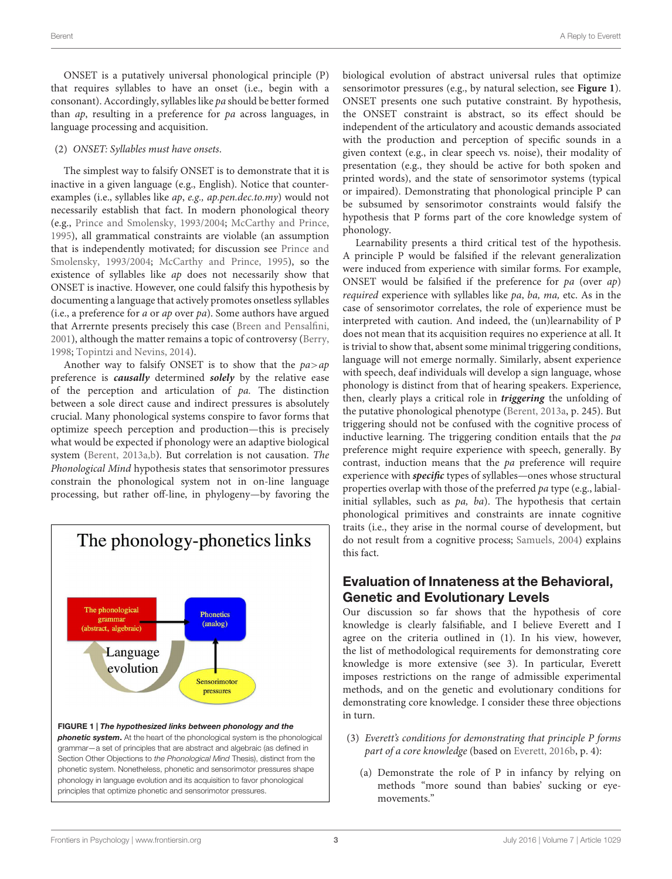ONSET is a putatively universal phonological principle (P) that requires syllables to have an onset (i.e., begin with a consonant). Accordingly, syllables like *pa* should be better formed than *ap*, resulting in a preference for *pa* across languages, in language processing and acquisition.

(2) *ONSET: Syllables must have onsets.*

The simplest way to falsify ONSET is to demonstrate that it is inactive in a given language (e.g., English). Notice that counterexamples (i.e., syllables like *ap*, *e.g., ap.pen.dec.to.my*) would not necessarily establish that fact. In modern phonological theory (e.g., Prince and Smolensky, 1993/2004; McCarthy and Prince, 1995), all grammatical constraints are violable (an assumption that is independently motivated; for discussion see Prince and Smolensky, 1993/2004; McCarthy and Prince, 1995), so the existence of syllables like *ap* does not necessarily show that ONSET is inactive. However, one could falsify this hypothesis by documenting a language that actively promotes onsetless syllables (i.e., a preference for *a* or *ap* over *pa*). Some authors have argued that Arrernte presents precisely this case (Breen and Pensalfini, 2001), although the matter remains a topic of controversy (Berry, 1998; Topintzi and Nevins, 2014).

Another way to falsify ONSET is to show that the *pa*>*ap* preference is ***causally*** determined ***solely*** by the relative ease of the perception and articulation of *pa*. The distinction between a sole direct cause and indirect pressures is absolutely crucial. Many phonological systems conspire to favor forms that optimize speech perception and production—this is precisely what would be expected if phonology were an adaptive biological system (Berent, 2013a,b). But correlation is not causation. *The Phonological Mind* hypothesis states that sensorimotor pressures constrain the phonological system not in on-line language processing, but rather off-line, in phylogeny—by favoring the biological evolution of abstract universal rules that optimize sensorimotor pressures (e.g., by natural selection, see **Figure 1**). ONSET presents one such putative constraint. By hypothesis, the ONSET constraint is abstract, so its effect should be independent of the articulatory and acoustic demands associated with the production and perception of specific sounds in a given context (e.g., in clear speech vs. noise), their modality of presentation (e.g., they should be active for both spoken and printed words), and the state of sensorimotor systems (typical or impaired). Demonstrating that phonological principle P can be subsumed by sensorimotor constraints would falsify the hypothesis that P forms part of the core knowledge system of phonology.

The phonology-phonetics links

The phonological grammar (abstract, algebraic)

Phonetics (analog)

Language evolution

Sensorimotor pressures

**FIGURE 1 | *The hypothesized links between phonology and the phonetic system.*** At the heart of the phonological system is the phonological grammar—a set of principles that are abstract and algebraic (as defined in Section Other Objections to *the Phonological Mind* Thesis), distinct from the phonetic system. Nonetheless, phonetic and sensorimotor pressures shape phonology in language evolution and its acquisition to favor phonological principles that optimize phonetic and sensorimotor pressures.

Learnability presents a third critical test of the hypothesis. A principle P would be falsified if the relevant generalization were induced from experience with similar forms. For example, ONSET would be falsified if the preference for *pa* (over *ap*) *required* experience with syllables like *pa, ba, ma,* etc. As in the case of sensorimotor correlates, the role of experience must be interpreted with caution. And indeed, the (un)learnability of P does not mean that its acquisition requires no experience at all. It is trivial to show that, absent some minimal triggering conditions, language will not emerge normally. Similarly, absent experience with speech, deaf individuals will develop a sign language, whose phonology is distinct from that of hearing speakers. Experience, then, clearly plays a critical role in ***triggering*** the unfolding of the putative phonological phenotype (Berent, 2013a, p. 245). But triggering should not be confused with the cognitive process of inductive learning. The triggering condition entails that the *pa* preference might require experience with speech, generally. By contrast, induction means that the *pa* preference will require experience with ***specific*** types of syllables—ones whose structural properties overlap with those of the preferred *pa* type (e.g., labial-initial syllables, such as *pa, ba*). The hypothesis that certain phonological primitives and constraints are innate cognitive traits (i.e., they arise in the normal course of development, but do not result from a cognitive process; Samuels, 2004) explains this fact.

## Evaluation of Innateness at the Behavioral, Genetic and Evolutionary Levels

Our discussion so far shows that the hypothesis of core knowledge is clearly falsifiable, and I believe Everett and I agree on the criteria outlined in (1). In his view, however, the list of methodological requirements for demonstrating core knowledge is more extensive (see 3). In particular, Everett imposes restrictions on the range of admissible experimental methods, and on the genetic and evolutionary conditions for demonstrating core knowledge. I consider these three objections in turn.

(3) *Everett's conditions for demonstrating that principle P forms part of a core knowledge* (based on Everett, 2016b, p. 4):

(a) Demonstrate the role of P in infancy by relying on methods "more sound than babies' sucking or eye-movements."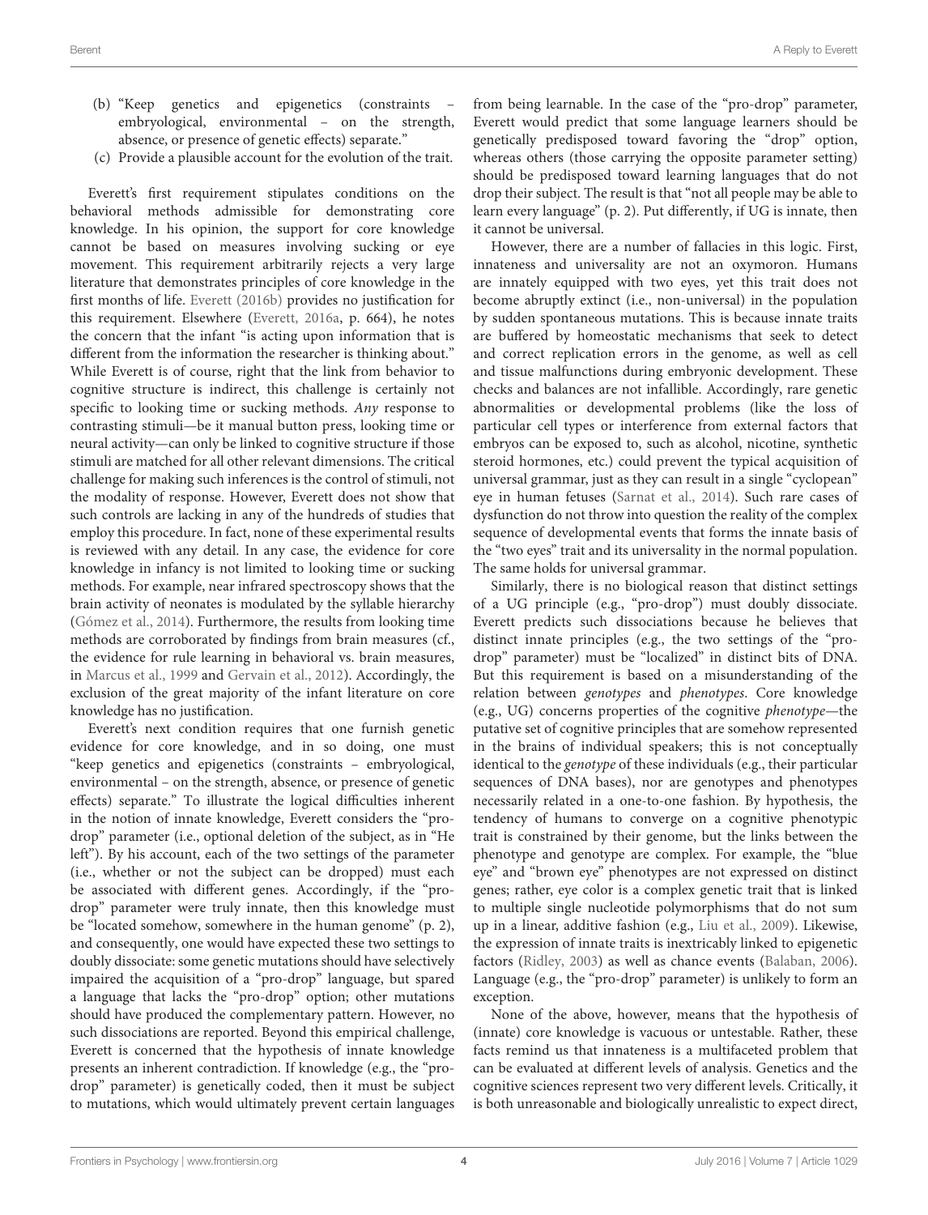(b) "Keep genetics and epigenetics (constraints – embryological, environmental – on the strength, absence, or presence of genetic effects) separate."

(c) Provide a plausible account for the evolution of the trait.

Everett's first requirement stipulates conditions on the behavioral methods admissible for demonstrating core knowledge. In his opinion, the support for core knowledge cannot be based on measures involving sucking or eye movement. This requirement arbitrarily rejects a very large literature that demonstrates principles of core knowledge in the first months of life. Everett (2016b) provides no justification for this requirement. Elsewhere (Everett, 2016a, p. 664), he notes the concern that the infant "is acting upon information that is different from the information the researcher is thinking about." While Everett is of course, right that the link from behavior to cognitive structure is indirect, this challenge is certainly not specific to looking time or sucking methods. *Any* response to contrasting stimuli—be it manual button press, looking time or neural activity—can only be linked to cognitive structure if those stimuli are matched for all other relevant dimensions. The critical challenge for making such inferences is the control of stimuli, not the modality of response. However, Everett does not show that such controls are lacking in any of the hundreds of studies that employ this procedure. In fact, none of these experimental results is reviewed with any detail. In any case, the evidence for core knowledge in infancy is not limited to looking time or sucking methods. For example, near infrared spectroscopy shows that the brain activity of neonates is modulated by the syllable hierarchy (Gómez et al., 2014). Furthermore, the results from looking time methods are corroborated by findings from brain measures (cf., the evidence for rule learning in behavioral vs. brain measures, in Marcus et al., 1999 and Gervain et al., 2012). Accordingly, the exclusion of the great majority of the infant literature on core knowledge has no justification.

Everett's next condition requires that one furnish genetic evidence for core knowledge, and in so doing, one must "keep genetics and epigenetics (constraints – embryological, environmental – on the strength, absence, or presence of genetic effects) separate." To illustrate the logical difficulties inherent in the notion of innate knowledge, Everett considers the "pro-drop" parameter (i.e., optional deletion of the subject, as in "He left"). By his account, each of the two settings of the parameter (i.e., whether or not the subject can be dropped) must each be associated with different genes. Accordingly, if the "pro-drop" parameter were truly innate, then this knowledge must be "located somehow, somewhere in the human genome" (p. 2), and consequently, one would have expected these two settings to doubly dissociate: some genetic mutations should have selectively impaired the acquisition of a "pro-drop" language, but spared a language that lacks the "pro-drop" option; other mutations should have produced the complementary pattern. However, no such dissociations are reported. Beyond this empirical challenge, Everett is concerned that the hypothesis of innate knowledge presents an inherent contradiction. If knowledge (e.g., the "pro-drop" parameter) is genetically coded, then it must be subject to mutations, which would ultimately prevent certain languages from being learnable. In the case of the "pro-drop" parameter, Everett would predict that some language learners should be genetically predisposed toward favoring the "drop" option, whereas others (those carrying the opposite parameter setting) should be predisposed toward learning languages that do not drop their subject. The result is that "not all people may be able to learn every language" (p. 2). Put differently, if UG is innate, then it cannot be universal.

However, there are a number of fallacies in this logic. First, innateness and universality are not an oxymoron. Humans are innately equipped with two eyes, yet this trait does not become abruptly extinct (i.e., non-universal) in the population by sudden spontaneous mutations. This is because innate traits are buffered by homeostatic mechanisms that seek to detect and correct replication errors in the genome, as well as cell and tissue malfunctions during embryonic development. These checks and balances are not infallible. Accordingly, rare genetic abnormalities or developmental problems (like the loss of particular cell types or interference from external factors that embryos can be exposed to, such as alcohol, nicotine, synthetic steroid hormones, etc.) could prevent the typical acquisition of universal grammar, just as they can result in a single "cyclopean" eye in human fetuses (Sarnat et al., 2014). Such rare cases of dysfunction do not throw into question the reality of the complex sequence of developmental events that forms the innate basis of the "two eyes" trait and its universality in the normal population. The same holds for universal grammar.

Similarly, there is no biological reason that distinct settings of a UG principle (e.g., "pro-drop") must doubly dissociate. Everett predicts such dissociations because he believes that distinct innate principles (e.g., the two settings of the "pro-drop" parameter) must be "localized" in distinct bits of DNA. But this requirement is based on a misunderstanding of the relation between *genotypes* and *phenotypes*. Core knowledge (e.g., UG) concerns properties of the cognitive *phenotype*—the putative set of cognitive principles that are somehow represented in the brains of individual speakers; this is not conceptually identical to the *genotype* of these individuals (e.g., their particular sequences of DNA bases), nor are genotypes and phenotypes necessarily related in a one-to-one fashion. By hypothesis, the tendency of humans to converge on a cognitive phenotypic trait is constrained by their genome, but the links between the phenotype and genotype are complex. For example, the "blue eye" and "brown eye" phenotypes are not expressed on distinct genes; rather, eye color is a complex genetic trait that is linked to multiple single nucleotide polymorphisms that do not sum up in a linear, additive fashion (e.g., Liu et al., 2009). Likewise, the expression of innate traits is inextricably linked to epigenetic factors (Ridley, 2003) as well as chance events (Balaban, 2006). Language (e.g., the "pro-drop" parameter) is unlikely to form an exception.

None of the above, however, means that the hypothesis of (innate) core knowledge is vacuous or untestable. Rather, these facts remind us that innateness is a multifaceted problem that can be evaluated at different levels of analysis. Genetics and the cognitive sciences represent two very different levels. Critically, it is both unreasonable and biologically unrealistic to expect direct,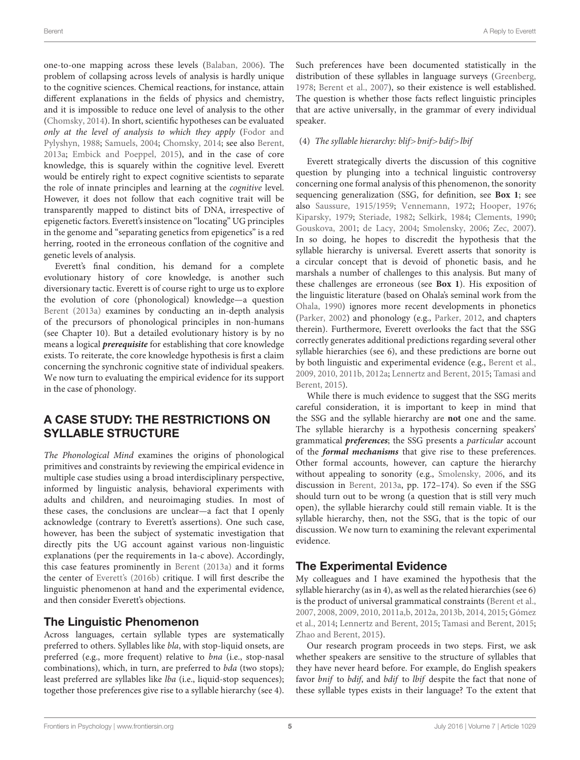one-to-one mapping across these levels (Balaban, 2006). The problem of collapsing across levels of analysis is hardly unique to the cognitive sciences. Chemical reactions, for instance, attain different explanations in the fields of physics and chemistry, and it is impossible to reduce one level of analysis to the other (Chomsky, 2014). In short, scientific hypotheses can be evaluated *only at the level of analysis to which they apply* (Fodor and Pylyshyn, 1988; Samuels, 2004; Chomsky, 2014; see also Berent, 2013a; Embick and Poeppel, 2015), and in the case of core knowledge, this is squarely within the cognitive level. Everett would be entirely right to expect cognitive scientists to separate the role of innate principles and learning at the *cognitive* level. However, it does not follow that each cognitive trait will be transparently mapped to distinct bits of DNA, irrespective of epigenetic factors. Everett's insistence on "locating" UG principles in the genome and "separating genetics from epigenetics" is a red herring, rooted in the erroneous conflation of the cognitive and genetic levels of analysis.

Everett's final condition, his demand for a complete evolutionary history of core knowledge, is another such diversionary tactic. Everett is of course right to urge us to explore the evolution of core (phonological) knowledge—a question Berent (2013a) examines by conducting an in-depth analysis of the precursors of phonological principles in non-humans (see Chapter 10). But a detailed evolutionary history is by no means a logical ***prerequisite*** for establishing that core knowledge exists. To reiterate, the core knowledge hypothesis is first a claim concerning the synchronic cognitive state of individual speakers. We now turn to evaluating the empirical evidence for its support in the case of phonology.

## A CASE STUDY: THE RESTRICTIONS ON SYLLABLE STRUCTURE

*The Phonological Mind* examines the origins of phonological primitives and constraints by reviewing the empirical evidence in multiple case studies using a broad interdisciplinary perspective, informed by linguistic analysis, behavioral experiments with adults and children, and neuroimaging studies. In most of these cases, the conclusions are unclear—a fact that I openly acknowledge (contrary to Everett's assertions). One such case, however, has been the subject of systematic investigation that directly pits the UG account against various non-linguistic explanations (per the requirements in 1a-c above). Accordingly, this case features prominently in Berent (2013a) and it forms the center of Everett's (2016b) critique. I will first describe the linguistic phenomenon at hand and the experimental evidence, and then consider Everett's objections.

### The Linguistic Phenomenon

Across languages, certain syllable types are systematically preferred to others. Syllables like *bla*, with stop-liquid onsets, are preferred (e.g., more frequent) relative to *bna* (i.e., stop-nasal combinations), which, in turn, are preferred to *bda* (two stops); least preferred are syllables like *lba* (i.e., liquid-stop sequences); together those preferences give rise to a syllable hierarchy (see 4). Such preferences have been documented statistically in the distribution of these syllables in language surveys (Greenberg, 1978; Berent et al., 2007), so their existence is well established. The question is whether those facts reflect linguistic principles that are active universally, in the grammar of every individual speaker.

(4) *The syllable hierarchy: blif > bnif > bdif > lbif*

Everett strategically diverts the discussion of this cognitive question by plunging into a technical linguistic controversy concerning one formal analysis of this phenomenon, the sonority sequencing generalization (SSG, for definition, see **Box 1**; see also Saussure, 1915/1959; Vennemann, 1972; Hooper, 1976; Kiparsky, 1979; Steriade, 1982; Selkirk, 1984; Clements, 1990; Gouskova, 2001; de Lacy, 2004; Smolensky, 2006; Zec, 2007). In so doing, he hopes to discredit the hypothesis that the syllable hierarchy is universal. Everett asserts that sonority is a circular concept that is devoid of phonetic basis, and he marshals a number of challenges to this analysis. But many of these challenges are erroneous (see **Box 1**). His exposition of the linguistic literature (based on Ohala's seminal work from the Ohala, 1990) ignores more recent developments in phonetics (Parker, 2002) and phonology (e.g., Parker, 2012, and chapters therein). Furthermore, Everett overlooks the fact that the SSG correctly generates additional predictions regarding several other syllable hierarchies (see 6), and these predictions are borne out by both linguistic and experimental evidence (e.g., Berent et al., 2009, 2010, 2011b, 2012a; Lennertz and Berent, 2015; Tamasi and Berent, 2015).

While there is much evidence to suggest that the SSG merits careful consideration, it is important to keep in mind that the SSG and the syllable hierarchy are **not** one and the same. The syllable hierarchy is a hypothesis concerning speakers' grammatical ***preferences***; the SSG presents a *particular* account of the ***formal mechanisms*** that give rise to these preferences. Other formal accounts, however, can capture the hierarchy without appealing to sonority (e.g., Smolensky, 2006, and its discussion in Berent, 2013a, pp. 172–174). So even if the SSG should turn out to be wrong (a question that is still very much open), the syllable hierarchy could still remain viable. It is the syllable hierarchy, then, not the SSG, that is the topic of our discussion. We now turn to examining the relevant experimental evidence.

### The Experimental Evidence

My colleagues and I have examined the hypothesis that the syllable hierarchy (as in 4), as well as the related hierarchies (see 6) is the product of universal grammatical constraints (Berent et al., 2007, 2008, 2009, 2010, 2011a,b, 2012a, 2013b, 2014, 2015; Gómez et al., 2014; Lennertz and Berent, 2015; Tamasi and Berent, 2015; Zhao and Berent, 2015).

Our research program proceeds in two steps. First, we ask whether speakers are sensitive to the structure of syllables that they have never heard before. For example, do English speakers favor *bnif* to *bdif*, and *bdif* to *lbif* despite the fact that none of these syllable types exists in their language? To the extent that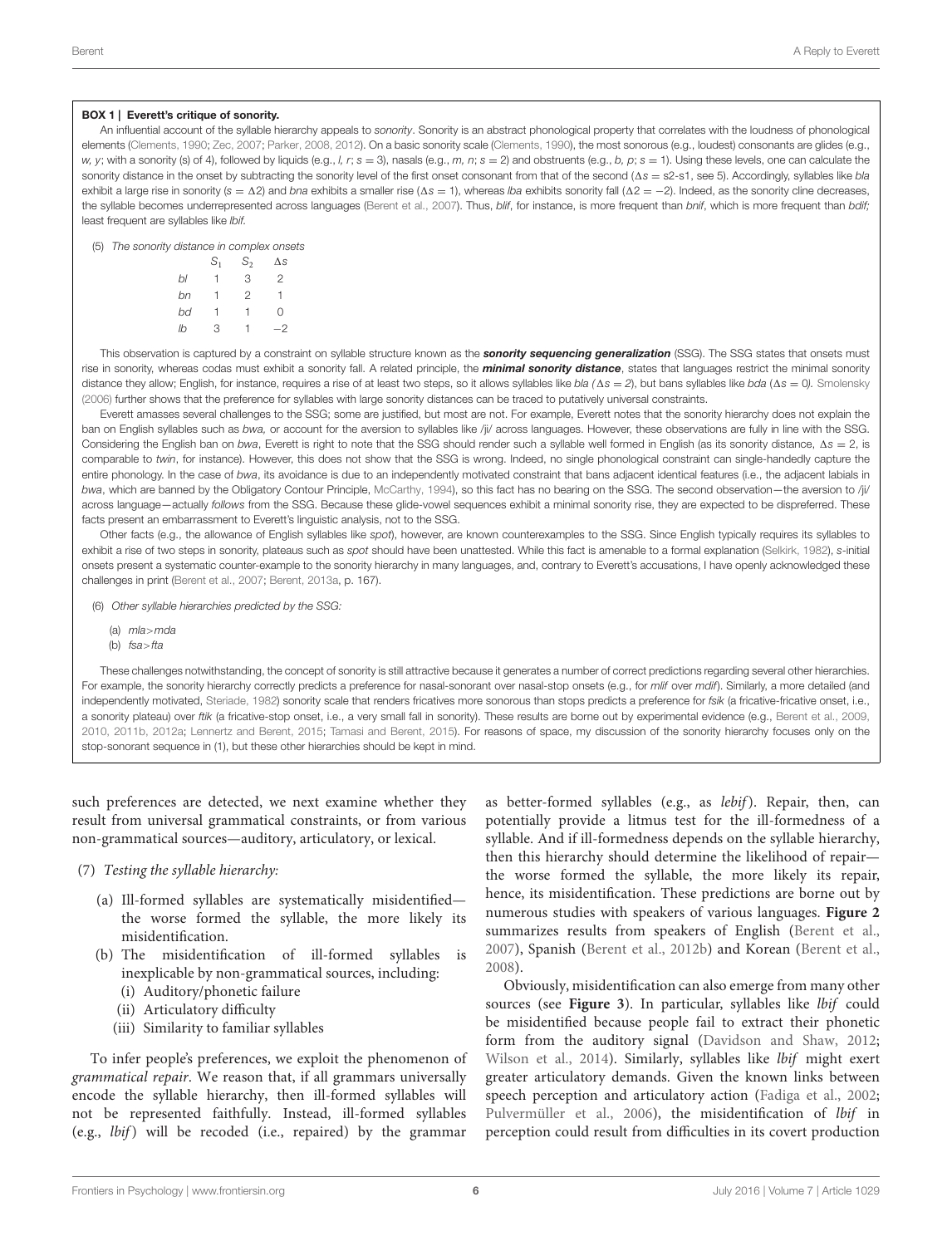**BOX 1 | Everett's critique of sonority.**

An influential account of the syllable hierarchy appeals to *sonority*. Sonority is an abstract phonological property that correlates with the loudness of phonological elements (Clements, 1990; Zec, 2007; Parker, 2008, 2012). On a basic sonority scale (Clements, 1990), the most sonorous (e.g., loudest) consonants are glides (e.g., *w, y*; with a sonority (s) of 4), followed by liquids (e.g., *l, r*; $s = 3$), nasals (e.g., *m, n*; $s = 2$) and obstruents (e.g., *b, p*; $s = 1$). Using these levels, one can calculate the sonority distance in the onset by subtracting the sonority level of the first onset consonant from that of the second ($\Delta s$ = s2-s1, see 5). Accordingly, syllables like *bla* exhibit a large rise in sonority ($s = \Delta 2$) and *bna* exhibits a smaller rise ($\Delta s = 1$), whereas *lba* exhibits sonority fall ($\Delta 2 = -2$). Indeed, as the sonority cline decreases, the syllable becomes underrepresented across languages (Berent et al., 2007). Thus, *blif*, for instance, is more frequent than *bnif*, which is more frequent than *bdif;* least frequent are syllables like *lbif.*

(5) *The sonority distance in complex onsets*

| | $S_1$ | $S_2$ | $\Delta s$ |
|---|---|---|---|
| *bl* | 1 | 3 | 2 |
| *bn* | 1 | 2 | 1 |
| *bd* | 1 | 1 | 0 |
| *lb* | 3 | 1 | −2 |

This observation is captured by a constraint on syllable structure known as the ***sonority sequencing generalization*** (SSG). The SSG states that onsets must rise in sonority, whereas codas must exhibit a sonority fall. A related principle, the ***minimal sonority distance***, states that languages restrict the minimal sonority distance they allow; English, for instance, requires a rise of at least two steps, so it allows syllables like *bla* ($\Delta s = 2$), but bans syllables like *bda* ($\Delta s = 0$). Smolensky (2006) further shows that the preference for syllables with large sonority distances can be traced to putatively universal constraints.

Everett amasses several challenges to the SSG; some are justified, but most are not. For example, Everett notes that the sonority hierarchy does not explain the ban on English syllables such as *bwa,* or account for the aversion to syllables like /ji/ across languages. However, these observations are fully in line with the SSG. Considering the English ban on *bwa*, Everett is right to note that the SSG should render such a syllable well formed in English (as its sonority distance, $\Delta s = 2$, is comparable to *twin*, for instance). However, this does not show that the SSG is wrong. Indeed, no single phonological constraint can single-handedly capture the entire phonology. In the case of *bwa*, its avoidance is due to an independently motivated constraint that bans adjacent identical features (i.e., the adjacent labials in *bwa*, which are banned by the Obligatory Contour Principle, McCarthy, 1994), so this fact has no bearing on the SSG. The second observation—the aversion to /ji/ across language—actually *follows* from the SSG. Because these glide-vowel sequences exhibit a minimal sonority rise, they are expected to be dispreferred. These facts present an embarrassment to Everett's linguistic analysis, not to the SSG.

Other facts (e.g., the allowance of English syllables like *spot*), however, are known counterexamples to the SSG. Since English typically requires its syllables to exhibit a rise of two steps in sonority, plateaus such as *spot* should have been unattested. While this fact is amenable to a formal explanation (Selkirk, 1982), *s*-initial onsets present a systematic counter-example to the sonority hierarchy in many languages, and, contrary to Everett's accusations, I have openly acknowledged these challenges in print (Berent et al., 2007; Berent, 2013a, p. 167).

(6) *Other syllable hierarchies predicted by the SSG:*

(a) *mla*>*mda*
(b) *fsa*>*fta*

These challenges notwithstanding, the concept of sonority is still attractive because it generates a number of correct predictions regarding several other hierarchies. For example, the sonority hierarchy correctly predicts a preference for nasal-sonorant over nasal-stop onsets (e.g., for *mlif* over *mdif*). Similarly, a more detailed (and independently motivated, Steriade, 1982) sonority scale that renders fricatives more sonorous than stops predicts a preference for *fsik* (a fricative-fricative onset, i.e., a sonority plateau) over *ftik* (a fricative-stop onset, i.e., a very small fall in sonority). These results are borne out by experimental evidence (e.g., Berent et al., 2009, 2010, 2011b, 2012a; Lennertz and Berent, 2015; Tamasi and Berent, 2015). For reasons of space, my discussion of the sonority hierarchy focuses only on the stop-sonorant sequence in (1), but these other hierarchies should be kept in mind.

such preferences are detected, we next examine whether they result from universal grammatical constraints, or from various non-grammatical sources—auditory, articulatory, or lexical.

(7) *Testing the syllable hierarchy:*

(a) Ill-formed syllables are systematically misidentified—the worse formed the syllable, the more likely its misidentification.
(b) The misidentification of ill-formed syllables is inexplicable by non-grammatical sources, including:
  (i) Auditory/phonetic failure
  (ii) Articulatory difficulty
  (iii) Similarity to familiar syllables

To infer people's preferences, we exploit the phenomenon of *grammatical repair*. We reason that, if all grammars universally encode the syllable hierarchy, then ill-formed syllables will not be represented faithfully. Instead, ill-formed syllables (e.g., *lbif*) will be recoded (i.e., repaired) by the grammar as better-formed syllables (e.g., as *lebif*). Repair, then, can potentially provide a litmus test for the ill-formedness of a syllable. And if ill-formedness depends on the syllable hierarchy, then this hierarchy should determine the likelihood of repair—the worse formed the syllable, the more likely its repair, hence, its misidentification. These predictions are borne out by numerous studies with speakers of various languages. **Figure 2** summarizes results from speakers of English (Berent et al., 2007), Spanish (Berent et al., 2012b) and Korean (Berent et al., 2008).

Obviously, misidentification can also emerge from many other sources (see **Figure 3**). In particular, syllables like *lbif* could be misidentified because people fail to extract their phonetic form from the auditory signal (Davidson and Shaw, 2012; Wilson et al., 2014). Similarly, syllables like *lbif* might exert greater articulatory demands. Given the known links between speech perception and articulatory action (Fadiga et al., 2002; Pulvermüller et al., 2006), the misidentification of *lbif* in perception could result from difficulties in its covert production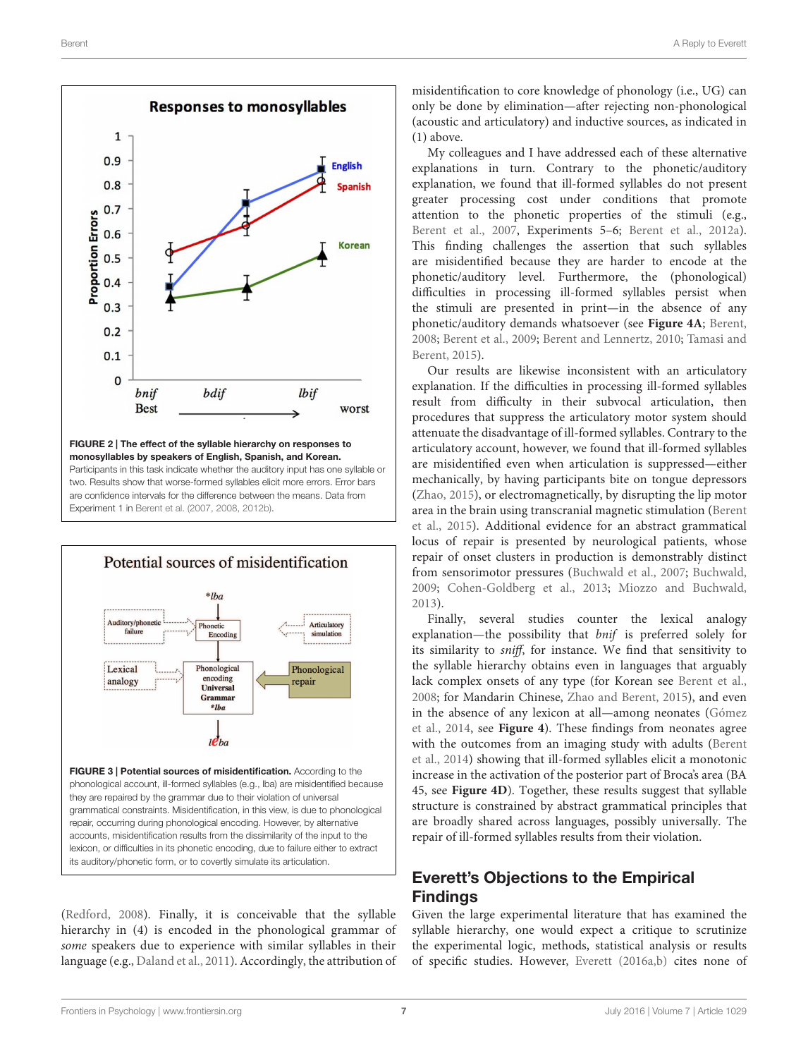Responses to monosyllables

1
0.9
0.8
0.7
0.6
0.5
0.4
0.3
0.2
0.1
0

Proportion Errors

English
Spanish
Korean

*bnif* *bdif* *lbif*

Best → worst

**FIGURE 2 | The effect of the syllable hierarchy on responses to monosyllables by speakers of English, Spanish, and Korean.** Participants in this task indicate whether the auditory input has one syllable or two. Results show that worse-formed syllables elicit more errors. Error bars are confidence intervals for the difference between the means. Data from Experiment 1 in Berent et al. (2007, 2008, 2012b).

Potential sources of misidentification

*lba

Auditory/phonetic failure

Phonetic Encoding

Articulatory simulation

Lexical analogy

Phonological encoding Universal Grammar *lba

Phonological repair

lǝba

**FIGURE 3 | Potential sources of misidentification.** According to the phonological account, ill-formed syllables (e.g., lba) are misidentified because they are repaired by the grammar due to their violation of universal grammatical constraints. Misidentification, in this view, is due to phonological repair, occurring during phonological encoding. However, by alternative accounts, misidentification results from the dissimilarity of the input to the lexicon, or difficulties in its phonetic encoding, due to failure either to extract its auditory/phonetic form, or to covertly simulate its articulation.

(Redford, 2008). Finally, it is conceivable that the syllable hierarchy in (4) is encoded in the phonological grammar of *some* speakers due to experience with similar syllables in their language (e.g., Daland et al., 2011). Accordingly, the attribution of misidentification to core knowledge of phonology (i.e., UG) can only be done by elimination—after rejecting non-phonological (acoustic and articulatory) and inductive sources, as indicated in (1) above.

My colleagues and I have addressed each of these alternative explanations in turn. Contrary to the phonetic/auditory explanation, we found that ill-formed syllables do not present greater processing cost under conditions that promote attention to the phonetic properties of the stimuli (e.g., Berent et al., 2007, Experiments 5–6; Berent et al., 2012a). This finding challenges the assertion that such syllables are misidentified because they are harder to encode at the phonetic/auditory level. Furthermore, the (phonological) difficulties in processing ill-formed syllables persist when the stimuli are presented in print—in the absence of any phonetic/auditory demands whatsoever (see **Figure 4A**; Berent, 2008; Berent et al., 2009; Berent and Lennertz, 2010; Tamasi and Berent, 2015).

Our results are likewise inconsistent with an articulatory explanation. If the difficulties in processing ill-formed syllables result from difficulty in their subvocal articulation, then procedures that suppress the articulatory motor system should attenuate the disadvantage of ill-formed syllables. Contrary to the articulatory account, however, we found that ill-formed syllables are misidentified even when articulation is suppressed—either mechanically, by having participants bite on tongue depressors (Zhao, 2015), or electromagnetically, by disrupting the lip motor area in the brain using transcranial magnetic stimulation (Berent et al., 2015). Additional evidence for an abstract grammatical locus of repair is presented by neurological patients, whose repair of onset clusters in production is demonstrably distinct from sensorimotor pressures (Buchwald et al., 2007; Buchwald, 2009; Cohen-Goldberg et al., 2013; Miozzo and Buchwald, 2013).

Finally, several studies counter the lexical analogy explanation—the possibility that *bnif* is preferred solely for its similarity to *sniff*, for instance. We find that sensitivity to the syllable hierarchy obtains even in languages that arguably lack complex onsets of any type (for Korean see Berent et al., 2008; for Mandarin Chinese, Zhao and Berent, 2015), and even in the absence of any lexicon at all—among neonates (Gómez et al., 2014, see **Figure 4**). These findings from neonates agree with the outcomes from an imaging study with adults (Berent et al., 2014) showing that ill-formed syllables elicit a monotonic increase in the activation of the posterior part of Broca's area (BA 45, see **Figure 4D**). Together, these results suggest that syllable structure is constrained by abstract grammatical principles that are broadly shared across languages, possibly universally. The repair of ill-formed syllables results from their violation.

## Everett's Objections to the Empirical Findings

Given the large experimental literature that has examined the syllable hierarchy, one would expect a critique to scrutinize the experimental logic, methods, statistical analysis or results of specific studies. However, Everett (2016a,b) cites none of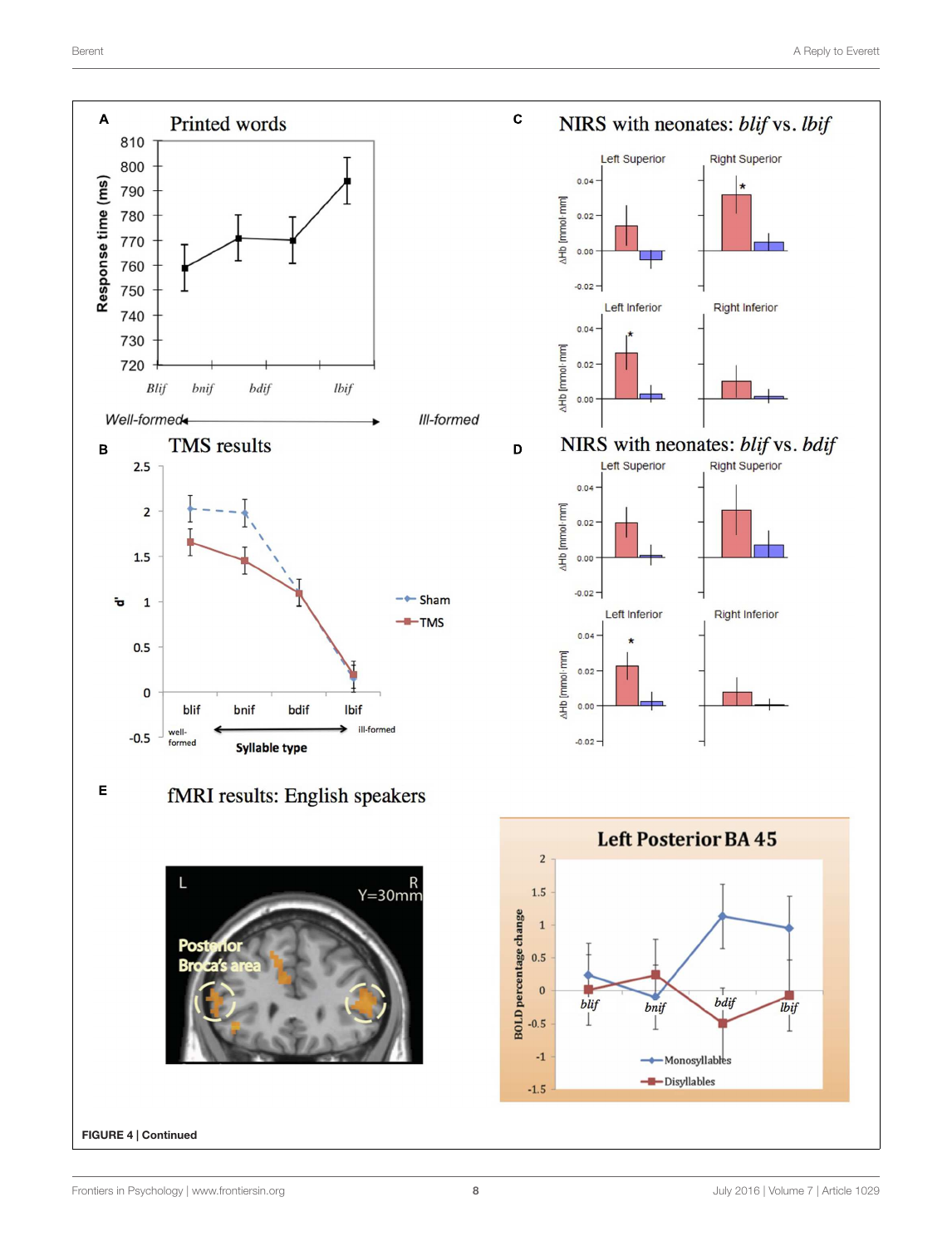A

Printed words

Response time (ms)

810
800
790
780
770
760
750
740
730
720

Blif bnif bdif lbif

Well-formed ← → Ill-formed

B

TMS results

d'

2.5
2
1.5
1
0.5
0
-0.5

blif bnif bdif lbif

well-formed ← → ill-formed

Syllable type

Sham
TMS

C

NIRS with neonates: *blif* vs. *lbif*

Left Superior
Right Superior
Left Inferior
Right Inferior

ΔHb [mmol·mm]

0.04
0.02
0.00
-0.02

D

NIRS with neonates: *blif* vs. *bdif*

Left Superior
Right Superior
Left Inferior
Right Inferior

ΔHb [mmol·mm]

0.04
0.02
0.00
-0.02

E

fMRI results: English speakers

L R Y=30mm

Posterior Broca's area

Left Posterior BA 45

BOLD percentage change

2
1.5
1
0.5
0
-0.5
-1
-1.5

blif bnif bdif lbif

Monosyllables
Disyllables

**FIGURE 4 | Continued**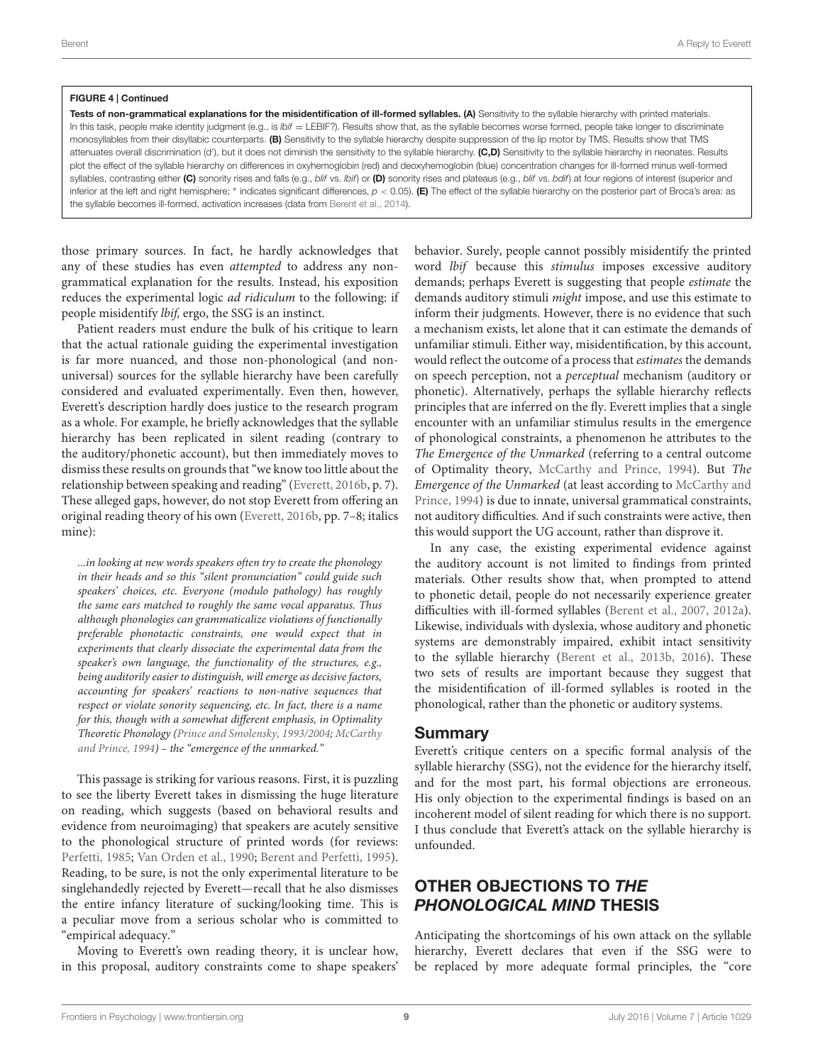**FIGURE 4 | Continued**

**Tests of non-grammatical explanations for the misidentification of ill-formed syllables. (A)** Sensitivity to the syllable hierarchy with printed materials. In this task, people make identity judgment (e.g., is *lbif* = LEBIF?). Results show that, as the syllable becomes worse formed, people take longer to discriminate monosyllables from their disyllabic counterparts. **(B)** Sensitivity to the syllable hierarchy despite suppression of the lip motor by TMS. Results show that TMS attenuates overall discrimination (d′), but it does not diminish the sensitivity to the syllable hierarchy. **(C,D)** Sensitivity to the syllable hierarchy in neonates. Results plot the effect of the syllable hierarchy on differences in oxyhemoglobin (red) and deoxyhemoglobin (blue) concentration changes for ill-formed minus well-formed syllables, contrasting either **(C)** sonority rises and falls (e.g., *blif* vs. *lbif*) or **(D)** sonority rises and plateaus (e.g., *blif* vs. *bdif*) at four regions of interest (superior and inferior at the left and right hemisphere; * indicates significant differences, $p < 0.05$). **(E)** The effect of the syllable hierarchy on the posterior part of Broca's area: as the syllable becomes ill-formed, activation increases (data from Berent et al., 2014).

those primary sources. In fact, he hardly acknowledges that any of these studies has even *attempted* to address any non-grammatical explanation for the results. Instead, his exposition reduces the experimental logic *ad ridiculum* to the following: if people misidentify *lbif,* ergo, the SSG is an instinct.

Patient readers must endure the bulk of his critique to learn that the actual rationale guiding the experimental investigation is far more nuanced, and those non-phonological (and non-universal) sources for the syllable hierarchy have been carefully considered and evaluated experimentally. Even then, however, Everett's description hardly does justice to the research program as a whole. For example, he briefly acknowledges that the syllable hierarchy has been replicated in silent reading (contrary to the auditory/phonetic account), but then immediately moves to dismiss these results on grounds that "we know too little about the relationship between speaking and reading" (Everett, 2016b, p. 7). These alleged gaps, however, do not stop Everett from offering an original reading theory of his own (Everett, 2016b, pp. 7–8; italics mine):

> *...in looking at new words speakers often try to create the phonology in their heads and so this "silent pronunciation" could guide such speakers' choices, etc. Everyone (modulo pathology) has roughly the same ears matched to roughly the same vocal apparatus. Thus although phonologies can grammaticalize violations of functionally preferable phonotactic constraints, one would expect that in experiments that clearly dissociate the experimental data from the speaker's own language, the functionality of the structures, e.g., being auditorily easier to distinguish, will emerge as decisive factors, accounting for speakers' reactions to non-native sequences that respect or violate sonority sequencing, etc. In fact, there is a name for this, though with a somewhat different emphasis, in Optimality Theoretic Phonology (Prince and Smolensky, 1993/2004; McCarthy and Prince, 1994) – the "emergence of the unmarked."*

This passage is striking for various reasons. First, it is puzzling to see the liberty Everett takes in dismissing the huge literature on reading, which suggests (based on behavioral results and evidence from neuroimaging) that speakers are acutely sensitive to the phonological structure of printed words (for reviews: Perfetti, 1985; Van Orden et al., 1990; Berent and Perfetti, 1995). Reading, to be sure, is not the only experimental literature to be singlehandedly rejected by Everett—recall that he also dismisses the entire infancy literature of sucking/looking time. This is a peculiar move from a serious scholar who is committed to "empirical adequacy."

Moving to Everett's own reading theory, it is unclear how, in this proposal, auditory constraints come to shape speakers' behavior. Surely, people cannot possibly misidentify the printed word *lbif* because this *stimulus* imposes excessive auditory demands; perhaps Everett is suggesting that people *estimate* the demands auditory stimuli *might* impose, and use this estimate to inform their judgments. However, there is no evidence that such a mechanism exists, let alone that it can estimate the demands of unfamiliar stimuli. Either way, misidentification, by this account, would reflect the outcome of a process that *estimates* the demands on speech perception, not a *perceptual* mechanism (auditory or phonetic). Alternatively, perhaps the syllable hierarchy reflects principles that are inferred on the fly. Everett implies that a single encounter with an unfamiliar stimulus results in the emergence of phonological constraints, a phenomenon he attributes to the *The Emergence of the Unmarked* (referring to a central outcome of Optimality theory, McCarthy and Prince, 1994). But *The Emergence of the Unmarked* (at least according to McCarthy and Prince, 1994) is due to innate, universal grammatical constraints, not auditory difficulties. And if such constraints were active, then this would support the UG account, rather than disprove it.

In any case, the existing experimental evidence against the auditory account is not limited to findings from printed materials. Other results show that, when prompted to attend to phonetic detail, people do not necessarily experience greater difficulties with ill-formed syllables (Berent et al., 2007, 2012a). Likewise, individuals with dyslexia, whose auditory and phonetic systems are demonstrably impaired, exhibit intact sensitivity to the syllable hierarchy (Berent et al., 2013b, 2016). These two sets of results are important because they suggest that the misidentification of ill-formed syllables is rooted in the phonological, rather than the phonetic or auditory systems.

## Summary

Everett's critique centers on a specific formal analysis of the syllable hierarchy (SSG), not the evidence for the hierarchy itself, and for the most part, his formal objections are erroneous. His only objection to the experimental findings is based on an incoherent model of silent reading for which there is no support. I thus conclude that Everett's attack on the syllable hierarchy is unfounded.

# OTHER OBJECTIONS TO *THE PHONOLOGICAL MIND* THESIS

Anticipating the shortcomings of his own attack on the syllable hierarchy, Everett declares that even if the SSG were to be replaced by more adequate formal principles, the "core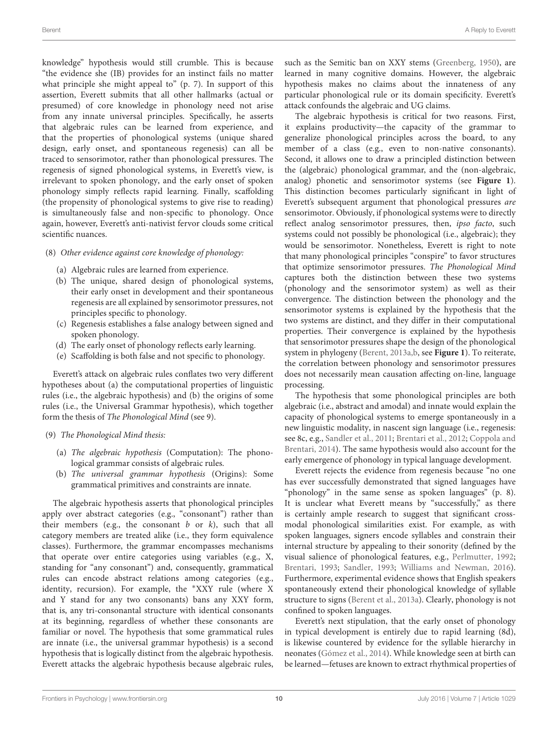knowledge" hypothesis would still crumble. This is because "the evidence she (IB) provides for an instinct fails no matter what principle she might appeal to" (p. 7). In support of this assertion, Everett submits that all other hallmarks (actual or presumed) of core knowledge in phonology need not arise from any innate universal principles. Specifically, he asserts that algebraic rules can be learned from experience, and that the properties of phonological systems (unique shared design, early onset, and spontaneous regenesis) can all be traced to sensorimotor, rather than phonological pressures. The regenesis of signed phonological systems, in Everett's view, is irrelevant to spoken phonology, and the early onset of spoken phonology simply reflects rapid learning. Finally, scaffolding (the propensity of phonological systems to give rise to reading) is simultaneously false and non-specific to phonology. Once again, however, Everett's anti-nativist fervor clouds some critical scientific nuances.

(8) *Other evidence against core knowledge of phonology:*

- (a) Algebraic rules are learned from experience.
- (b) The unique, shared design of phonological systems, their early onset in development and their spontaneous regenesis are all explained by sensorimotor pressures, not principles specific to phonology.
- (c) Regenesis establishes a false analogy between signed and spoken phonology.
- (d) The early onset of phonology reflects early learning.
- (e) Scaffolding is both false and not specific to phonology.

Everett's attack on algebraic rules conflates two very different hypotheses about (a) the computational properties of linguistic rules (i.e., the algebraic hypothesis) and (b) the origins of some rules (i.e., the Universal Grammar hypothesis), which together form the thesis of *The Phonological Mind* (see 9).

(9) *The Phonological Mind thesis:*

- (a) *The algebraic hypothesis* (Computation): The phonological grammar consists of algebraic rules.
- (b) *The universal grammar hypothesis* (Origins): Some grammatical primitives and constraints are innate.

The algebraic hypothesis asserts that phonological principles apply over abstract categories (e.g., "consonant") rather than their members (e.g., the consonant *b* or *k*), such that all category members are treated alike (i.e., they form equivalence classes). Furthermore, the grammar encompasses mechanisms that operate over entire categories using variables (e.g., X, standing for "any consonant") and, consequently, grammatical rules can encode abstract relations among categories (e.g., identity, recursion). For example, the *XXY rule (where X and Y stand for any two consonants) bans any XXY form, that is, any tri-consonantal structure with identical consonants at its beginning, regardless of whether these consonants are familiar or novel. The hypothesis that some grammatical rules are innate (i.e., the universal grammar hypothesis) is a second hypothesis that is logically distinct from the algebraic hypothesis. Everett attacks the algebraic hypothesis because algebraic rules, such as the Semitic ban on XXY stems (Greenberg, 1950), are learned in many cognitive domains. However, the algebraic hypothesis makes no claims about the innateness of any particular phonological rule or its domain specificity. Everett's attack confounds the algebraic and UG claims.

The algebraic hypothesis is critical for two reasons. First, it explains productivity—the capacity of the grammar to generalize phonological principles across the board, to any member of a class (e.g., even to non-native consonants). Second, it allows one to draw a principled distinction between the (algebraic) phonological grammar, and the (non-algebraic, analog) phonetic and sensorimotor systems (see **Figure 1**). This distinction becomes particularly significant in light of Everett's subsequent argument that phonological pressures *are* sensorimotor. Obviously, if phonological systems were to directly reflect analog sensorimotor pressures, then, *ipso facto*, such systems could not possibly be phonological (i.e., algebraic); they would be sensorimotor. Nonetheless, Everett is right to note that many phonological principles "conspire" to favor structures that optimize sensorimotor pressures. *The Phonological Mind* captures both the distinction between these two systems (phonology and the sensorimotor system) as well as their convergence. The distinction between the phonology and the sensorimotor systems is explained by the hypothesis that the two systems are distinct, and they differ in their computational properties. Their convergence is explained by the hypothesis that sensorimotor pressures shape the design of the phonological system in phylogeny (Berent, 2013a,b, see **Figure 1**). To reiterate, the correlation between phonology and sensorimotor pressures does not necessarily mean causation affecting on-line, language processing.

The hypothesis that some phonological principles are both algebraic (i.e., abstract and amodal) and innate would explain the capacity of phonological systems to emerge spontaneously in a new linguistic modality, in nascent sign language (i.e., regenesis: see 8c, e.g., Sandler et al., 2011; Brentari et al., 2012; Coppola and Brentari, 2014). The same hypothesis would also account for the early emergence of phonology in typical language development.

Everett rejects the evidence from regenesis because "no one has ever successfully demonstrated that signed languages have "phonology" in the same sense as spoken languages" (p. 8). It is unclear what Everett means by "successfully," as there is certainly ample research to suggest that significant cross-modal phonological similarities exist. For example, as with spoken languages, signers encode syllables and constrain their internal structure by appealing to their sonority (defined by the visual salience of phonological features, e.g., Perlmutter, 1992; Brentari, 1993; Sandler, 1993; Williams and Newman, 2016). Furthermore, experimental evidence shows that English speakers spontaneously extend their phonological knowledge of syllable structure to signs (Berent et al., 2013a). Clearly, phonology is not confined to spoken languages.

Everett's next stipulation, that the early onset of phonology in typical development is entirely due to rapid learning (8d), is likewise countered by evidence for the syllable hierarchy in neonates (Gómez et al., 2014). While knowledge seen at birth can be learned—fetuses are known to extract rhythmical properties of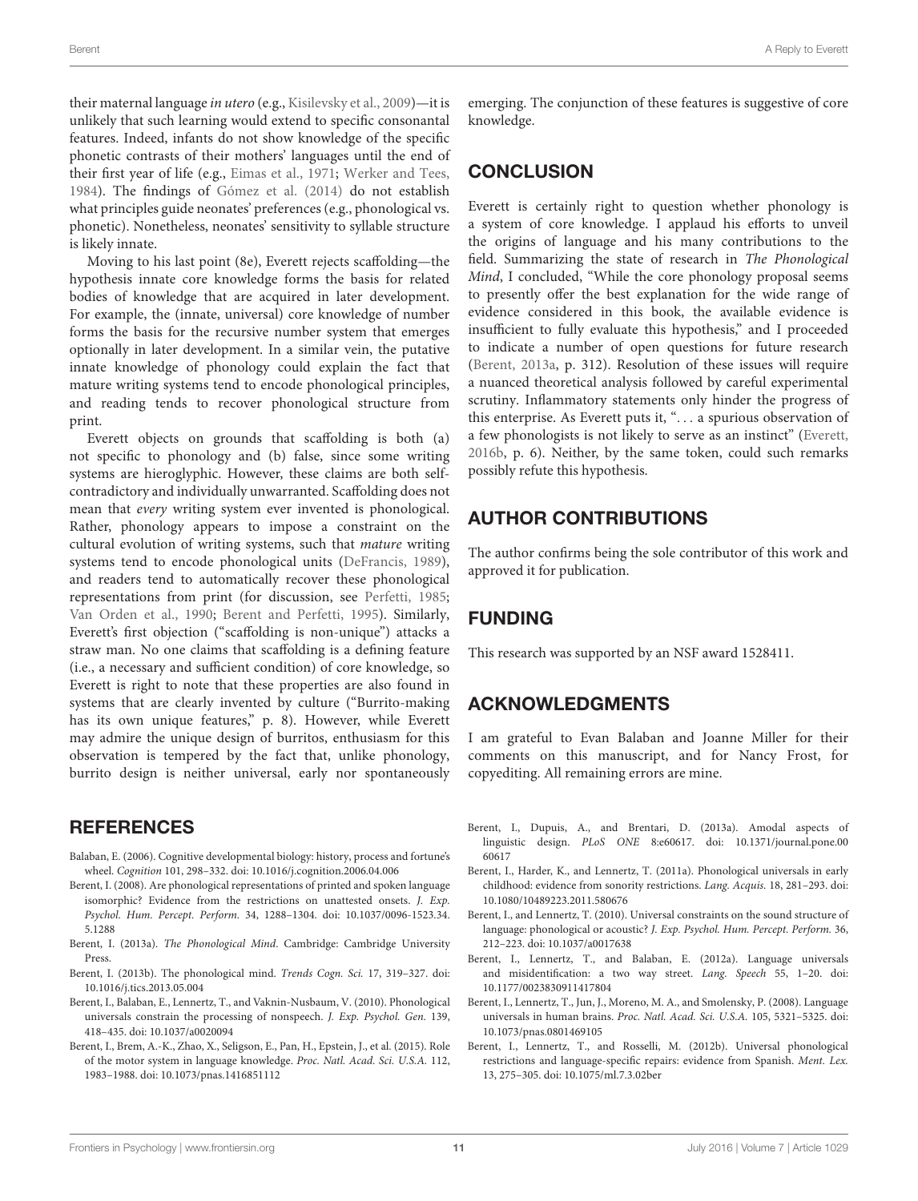their maternal language *in utero* (e.g., Kisilevsky et al., 2009)—it is unlikely that such learning would extend to specific consonantal features. Indeed, infants do not show knowledge of the specific phonetic contrasts of their mothers' languages until the end of their first year of life (e.g., Eimas et al., 1971; Werker and Tees, 1984). The findings of Gómez et al. (2014) do not establish what principles guide neonates' preferences (e.g., phonological vs. phonetic). Nonetheless, neonates' sensitivity to syllable structure is likely innate.

Moving to his last point (8e), Everett rejects scaffolding—the hypothesis innate core knowledge forms the basis for related bodies of knowledge that are acquired in later development. For example, the (innate, universal) core knowledge of number forms the basis for the recursive number system that emerges optionally in later development. In a similar vein, the putative innate knowledge of phonology could explain the fact that mature writing systems tend to encode phonological principles, and reading tends to recover phonological structure from print.

Everett objects on grounds that scaffolding is both (a) not specific to phonology and (b) false, since some writing systems are hieroglyphic. However, these claims are both self-contradictory and individually unwarranted. Scaffolding does not mean that *every* writing system ever invented is phonological. Rather, phonology appears to impose a constraint on the cultural evolution of writing systems, such that *mature* writing systems tend to encode phonological units (DeFrancis, 1989), and readers tend to automatically recover these phonological representations from print (for discussion, see Perfetti, 1985; Van Orden et al., 1990; Berent and Perfetti, 1995). Similarly, Everett's first objection ("scaffolding is non-unique") attacks a straw man. No one claims that scaffolding is a defining feature (i.e., a necessary and sufficient condition) of core knowledge, so Everett is right to note that these properties are also found in systems that are clearly invented by culture ("Burrito-making has its own unique features," p. 8). However, while Everett may admire the unique design of burritos, enthusiasm for this observation is tempered by the fact that, unlike phonology, burrito design is neither universal, early nor spontaneously emerging. The conjunction of these features is suggestive of core knowledge.

## CONCLUSION

Everett is certainly right to question whether phonology is a system of core knowledge. I applaud his efforts to unveil the origins of language and his many contributions to the field. Summarizing the state of research in *The Phonological Mind*, I concluded, "While the core phonology proposal seems to presently offer the best explanation for the wide range of evidence considered in this book, the available evidence is insufficient to fully evaluate this hypothesis," and I proceeded to indicate a number of open questions for future research (Berent, 2013a, p. 312). Resolution of these issues will require a nuanced theoretical analysis followed by careful experimental scrutiny. Inflammatory statements only hinder the progress of this enterprise. As Everett puts it, ". . . a spurious observation of a few phonologists is not likely to serve as an instinct" (Everett, 2016b, p. 6). Neither, by the same token, could such remarks possibly refute this hypothesis.

## AUTHOR CONTRIBUTIONS

The author confirms being the sole contributor of this work and approved it for publication.

## FUNDING

This research was supported by an NSF award 1528411.

## ACKNOWLEDGMENTS

I am grateful to Evan Balaban and Joanne Miller for their comments on this manuscript, and for Nancy Frost, for copyediting. All remaining errors are mine.

## REFERENCES

Balaban, E. (2006). Cognitive developmental biology: history, process and fortune's wheel. *Cognition* 101, 298–332. doi: 10.1016/j.cognition.2006.04.006

Berent, I. (2008). Are phonological representations of printed and spoken language isomorphic? Evidence from the restrictions on unattested onsets. *J. Exp. Psychol. Hum. Percept. Perform.* 34, 1288–1304. doi: 10.1037/0096-1523.34.5.1288

Berent, I. (2013a). *The Phonological Mind*. Cambridge: Cambridge University Press.

Berent, I. (2013b). The phonological mind. *Trends Cogn. Sci.* 17, 319–327. doi: 10.1016/j.tics.2013.05.004

Berent, I., Balaban, E., Lennertz, T., and Vaknin-Nusbaum, V. (2010). Phonological universals constrain the processing of nonspeech. *J. Exp. Psychol. Gen.* 139, 418–435. doi: 10.1037/a0020094

Berent, I., Brem, A.-K., Zhao, X., Seligson, E., Pan, H., Epstein, J., et al. (2015). Role of the motor system in language knowledge. *Proc. Natl. Acad. Sci. U.S.A.* 112, 1983–1988. doi: 10.1073/pnas.1416851112

Berent, I., Dupuis, A., and Brentari, D. (2013a). Amodal aspects of linguistic design. *PLoS ONE* 8:e60617. doi: 10.1371/journal.pone.0060617

Berent, I., Harder, K., and Lennertz, T. (2011a). Phonological universals in early childhood: evidence from sonority restrictions. *Lang. Acquis.* 18, 281–293. doi: 10.1080/10489223.2011.580676

Berent, I., and Lennertz, T. (2010). Universal constraints on the sound structure of language: phonological or acoustic? *J. Exp. Psychol. Hum. Percept. Perform.* 36, 212–223. doi: 10.1037/a0017638

Berent, I., Lennertz, T., and Balaban, E. (2012a). Language universals and misidentification: a two way street. *Lang. Speech* 55, 1–20. doi: 10.1177/0023830911417804

Berent, I., Lennertz, T., Jun, J., Moreno, M. A., and Smolensky, P. (2008). Language universals in human brains. *Proc. Natl. Acad. Sci. U.S.A.* 105, 5321–5325. doi: 10.1073/pnas.0801469105

Berent, I., Lennertz, T., and Rosselli, M. (2012b). Universal phonological restrictions and language-specific repairs: evidence from Spanish. *Ment. Lex.* 13, 275–305. doi: 10.1075/ml.7.3.02ber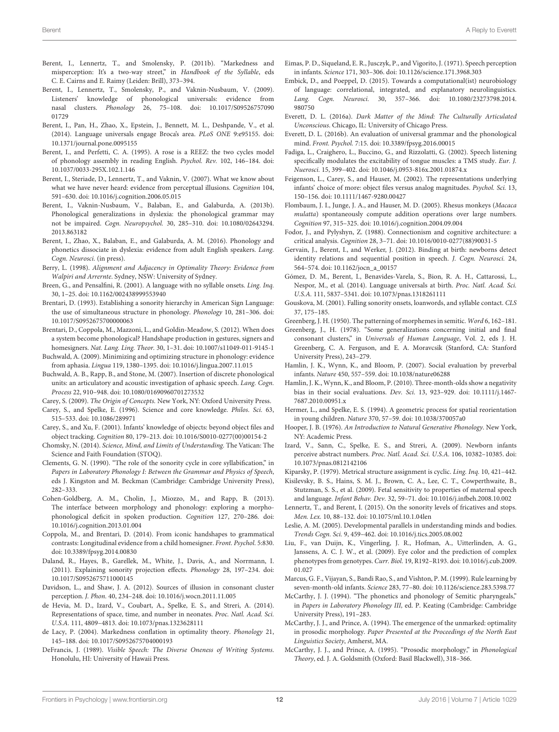Berent, I., Lennertz, T., and Smolensky, P. (2011b). "Markedness and misperception: It's a two-way street," in *Handbook of the Syllable*, eds C. E. Cairns and E. Raimy (Leiden: Brill), 373–394.

Berent, I., Lennertz, T., Smolensky, P., and Vaknin-Nusbaum, V. (2009). Listeners' knowledge of phonological universals: evidence from nasal clusters. *Phonology* 26, 75–108. doi: 10.1017/S0952675709001729

Berent, I., Pan, H., Zhao, X., Epstein, J., Bennett, M. L., Deshpande, V., et al. (2014). Language universals engage Broca's area. *PLoS ONE* 9:e95155. doi: 10.1371/journal.pone.0095155

Berent, I., and Perfetti, C. A. (1995). A rose is a REEZ: the two cycles model of phonology assembly in reading English. *Psychol. Rev.* 102, 146–184. doi: 10.1037/0033-295X.102.1.146

Berent, I., Steriade, D., Lennertz, T., and Vaknin, V. (2007). What we know about what we have never heard: evidence from perceptual illusions. *Cognition* 104, 591–630. doi: 10.1016/j.cognition.2006.05.015

Berent, I., Vaknin-Nusbaum, V., Balaban, E., and Galaburda, A. (2013b). Phonological generalizations in dyslexia: the phonological grammar may not be impaired. *Cogn. Neuropsychol.* 30, 285–310. doi: 10.1080/02643294.2013.863182

Berent, I., Zhao, X., Balaban, E., and Galaburda, A. M. (2016). Phonology and phonetics dissociate in dyslexia: evidence from adult English speakers. *Lang. Cogn. Neurosci.* (in press).

Berry, L. (1998). *Alignment and Adjacency in Optimality Theory: Evidence from Walpiri and Arrernte*. Sydney, NSW: University of Sydney.

Breen, G., and Pensalfini, R. (2001). A language with no syllable onsets. *Ling. Inq.* 30, 1–25. doi: 10.1162/002438999553940

Brentari, D. (1993). Establishing a sonority hierarchy in American Sign Language: the use of simultaneous structure in phonology. *Phonology* 10, 281–306. doi: 10.1017/S0952675700000063

Brentari, D., Coppola, M., Mazzoni, L., and Goldin-Meadow, S. (2012). When does a system become phonological? Handshape production in gestures, signers and homesigners. *Nat. Lang. Ling. Theor.* 30, 1–31. doi: 10.1007/s11049-011-9145-1

Buchwald, A. (2009). Minimizing and optimizing structure in phonology: evidence from aphasia. *Lingua* 119, 1380–1395. doi: 10.1016/j.lingua.2007.11.015

Buchwald, A. B., Rapp, B., and Stone, M. (2007). Insertion of discrete phonological units: an articulatory and acoustic investigation of aphasic speech. *Lang. Cogn. Process* 22, 910–948. doi: 10.1080/01690960701273532

Carey, S. (2009). *The Origin of Concepts.* New York, NY: Oxford University Press.

Carey, S., and Spelke, E. (1996). Science and core knowledge. *Philos. Sci.* 63, 515–533. doi: 10.1086/289971

Carey, S., and Xu, F. (2001). Infants' knowledge of objects: beyond object files and object tracking. *Cognition* 80, 179–213. doi: 10.1016/S0010-0277(00)00154-2

Chomsky, N. (2014). *Science, Mind, and Limits of Understanding.* The Vatican: The Science and Faith Foundation (STOQ).

Clements, G. N. (1990). "The role of the sonority cycle in core syllabification," in *Papers in Laboratory Phonology I: Between the Grammar and Physics of Speech*, eds J. Kingston and M. Beckman (Cambridge: Cambridge University Press), 282–333.

Cohen-Goldberg, A. M., Cholin, J., Miozzo, M., and Rapp, B. (2013). The interface between morphology and phonology: exploring a morpho-phonological deficit in spoken production. *Cognition* 127, 270–286. doi: 10.1016/j.cognition.2013.01.004

Coppola, M., and Brentari, D. (2014). From iconic handshapes to grammatical contrasts: Longitudinal evidence from a child homesigner. *Front. Psychol.* 5:830. doi: 10.3389/fpsyg.2014.00830

Daland, R., Hayes, B., Garellek, M., White, J., Davis, A., and Norrmann, I. (2011). Explaining sonority projection effects. *Phonology* 28, 197–234. doi: 10.1017/S0952675711000145

Davidson, L., and Shaw, J. A. (2012). Sources of illusion in consonant cluster perception. *J. Phon.* 40, 234–248. doi: 10.1016/j.wocn.2011.11.005

de Hevia, M. D., Izard, V., Coubart, A., Spelke, E. S., and Streri, A. (2014). Representations of space, time, and number in neonates. *Proc. Natl. Acad. Sci. U.S.A.* 111, 4809–4813. doi: 10.1073/pnas.1323628111

de Lacy, P. (2004). Markedness conflation in optimality theory. *Phonology* 21, 145–188. doi: 10.1017/S0952675704000193

DeFrancis, J. (1989). *Visible Speech: The Diverse Oneness of Writing Systems*. Honolulu, HI: University of Hawaii Press.

Eimas, P. D., Siqueland, E. R., Jusczyk, P., and Vigorito, J. (1971). Speech perception in infants. *Science* 171, 303–306. doi: 10.1126/science.171.3968.303

Embick, D., and Poeppel, D. (2015). Towards a computational(ist) neurobiology of language: correlational, integrated, and explanatory neurolinguistics. *Lang. Cogn. Neurosci.* 30, 357–366. doi: 10.1080/23273798.2014.980750

Everett, D. L. (2016a). *Dark Matter of the Mind: The Culturally Articulated Unconscious*. Chicago, IL: University of Chicago Press.

Everett, D. L. (2016b). An evaluation of universal grammar and the phonological mind. *Front. Psychol.* 7:15. doi: 10.3389/fpsyg.2016.00015

Fadiga, L., Craighero, L., Buccino, G., and Rizzolatti, G. (2002). Speech listening specifically modulates the excitability of tongue muscles: a TMS study. *Eur. J. Nuerosci.* 15, 399–402. doi: 10.1046/j.0953-816x.2001.01874.x

Feigenson, L., Carey, S., and Hauser, M. (2002). The representations underlying infants' choice of more: object files versus analog magnitudes. *Psychol. Sci.* 13, 150–156. doi: 10.1111/1467-9280.00427

Flombaum, J. I., Junge, J. A., and Hauser, M. D. (2005). Rhesus monkeys (*Macaca mulatta*) spontaneously compute addition operations over large numbers. *Cognition* 97, 315–325. doi: 10.1016/j.cognition.2004.09.004

Fodor, J., and Pylyshyn, Z. (1988). Connectionism and cognitive architecture: a critical analysis. *Cognition* 28, 3–71. doi: 10.1016/0010-0277(88)90031-5

Gervain, J., Berent, I., and Werker, J. (2012). Binding at birth: newborns detect identity relations and sequential position in speech. *J. Cogn. Neurosci.* 24, 564–574. doi: 10.1162/jocn_a_00157

Gómez, D. M., Berent, I., Benavides-Varela, S., Bion, R. A. H., Cattarossi, L., Nespor, M., et al. (2014). Language universals at birth. *Proc. Natl. Acad. Sci. U.S.A.* 111, 5837–5341. doi: 10.1073/pnas.1318261111

Gouskova, M. (2001). Falling sonority onsets, loanwords, and syllable contact. *CLS* 37, 175–185.

Greenberg, J. H. (1950). The patterning of morphemes in semitic. *Word* 6, 162–181.

Greenberg, J., H. (1978). "Some generalizations concerning initial and final consonant clusters," in *Universals of Human Language*, Vol. 2, eds J. H. Greenberg, C. A. Ferguson, and E. A. Moravcsik (Stanford, CA: Stanford University Press), 243–279.

Hamlin, J. K., Wynn, K., and Bloom, P. (2007). Social evaluation by preverbal infants. *Nature* 450, 557–559. doi: 10.1038/nature06288

Hamlin, J. K., Wynn, K., and Bloom, P. (2010). Three-month-olds show a negativity bias in their social evaluations. *Dev. Sci.* 13, 923–929. doi: 10.1111/j.1467-7687.2010.00951.x

Hermer, L., and Spelke, E. S. (1994). A geometric process for spatial reorientation in young children. *Nature* 370, 57–59. doi: 10.1038/370057a0

Hooper, J. B. (1976). *An Introduction to Natural Generative Phonology*. New York, NY: Academic Press.

Izard, V., Sann, C., Spelke, E. S., and Streri, A. (2009). Newborn infants perceive abstract numbers. *Proc. Natl. Acad. Sci. U.S.A.* 106, 10382–10385. doi: 10.1073/pnas.0812142106

Kiparsky, P. (1979). Metrical structure assignment is cyclic. *Ling. Inq.* 10, 421–442.

Kisilevsky, B. S., Hains, S. M. J., Brown, C. A., Lee, C. T., Cowperthwaite, B., Stutzman, S. S., et al. (2009). Fetal sensitivity to properties of maternal speech and language. *Infant Behav. Dev.* 32, 59–71. doi: 10.1016/j.infbeh.2008.10.002

Lennertz, T., and Berent, I. (2015). On the sonority levels of fricatives and stops. *Men. Lex.* 10, 88–132. doi: 10.1075/ml.10.1.04len

Leslie, A. M. (2005). Developmental parallels in understanding minds and bodies. *Trends Cogn. Sci.* 9, 459–462. doi: 10.1016/j.tics.2005.08.002

Liu, F., van Duijn, K., Vingerling, J. R., Hofman, A., Uitterlinden, A. G., Janssens, A. C. J. W., et al. (2009). Eye color and the prediction of complex phenotypes from genotypes. *Curr. Biol.* 19, R192–R193. doi: 10.1016/j.cub.2009.01.027

Marcus, G. F., Vijayan, S., Bandi Rao, S., and Vishton, P. M. (1999). Rule learning by seven-month-old infants. *Science* 283, 77–80. doi: 10.1126/science.283.5398.77

McCarthy, J. J. (1994). "The phonetics and phonology of Semitic pharyngeals," in *Papers in Laboratory Phonology III*, ed. P. Keating (Cambridge: Cambridge University Press), 191–283.

McCarthy, J. J., and Prince, A. (1994). The emergence of the unmarked: optimality in prosodic morphology. *Paper Presented at the Proceedings of the North East Linguistics Society*, Amherst, MA.

McCarthy, J. J., and Prince, A. (1995). "Prosodic morphology," in *Phonological Theory*, ed. J. A. Goldsmith (Oxford: Basil Blackwell), 318–366.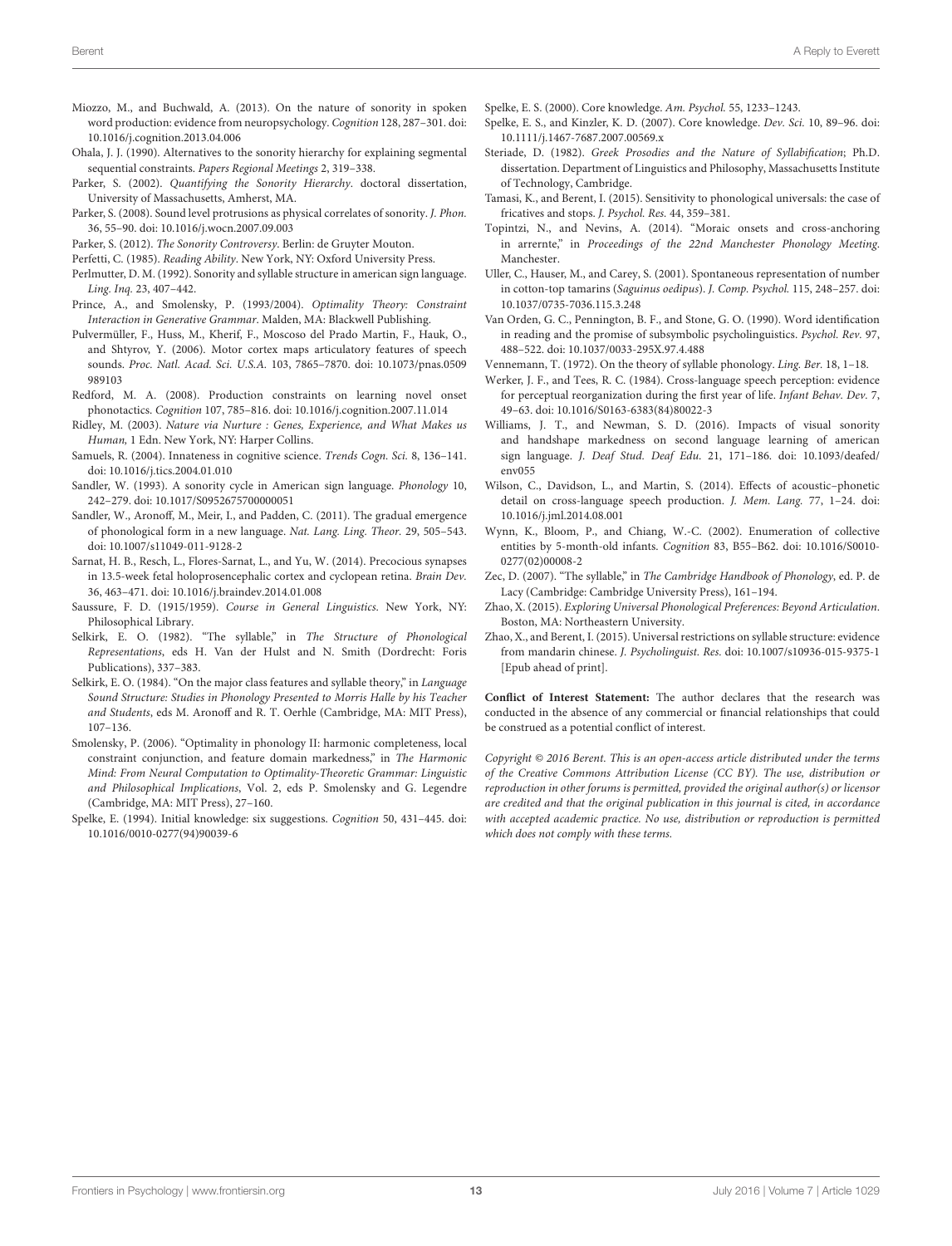Miozzo, M., and Buchwald, A. (2013). On the nature of sonority in spoken word production: evidence from neuropsychology. *Cognition* 128, 287–301. doi: 10.1016/j.cognition.2013.04.006

Ohala, J. J. (1990). Alternatives to the sonority hierarchy for explaining segmental sequential constraints. *Papers Regional Meetings* 2, 319–338.

Parker, S. (2002). *Quantifying the Sonority Hierarchy*. doctoral dissertation, University of Massachusetts, Amherst, MA.

Parker, S. (2008). Sound level protrusions as physical correlates of sonority. *J. Phon.* 36, 55–90. doi: 10.1016/j.wocn.2007.09.003

Parker, S. (2012). *The Sonority Controversy*. Berlin: de Gruyter Mouton.

Perfetti, C. (1985). *Reading Ability*. New York, NY: Oxford University Press.

Perlmutter, D. M. (1992). Sonority and syllable structure in american sign language. *Ling. Inq.* 23, 407–442.

Prince, A., and Smolensky, P. (1993/2004). *Optimality Theory: Constraint Interaction in Generative Grammar*. Malden, MA: Blackwell Publishing.

Pulvermüller, F., Huss, M., Kherif, F., Moscoso del Prado Martin, F., Hauk, O., and Shtyrov, Y. (2006). Motor cortex maps articulatory features of speech sounds. *Proc. Natl. Acad. Sci. U.S.A.* 103, 7865–7870. doi: 10.1073/pnas.0509989103

Redford, M. A. (2008). Production constraints on learning novel onset phonotactics. *Cognition* 107, 785–816. doi: 10.1016/j.cognition.2007.11.014

Ridley, M. (2003). *Nature via Nurture : Genes, Experience, and What Makes us Human*, 1 Edn. New York, NY: Harper Collins.

Samuels, R. (2004). Innateness in cognitive science. *Trends Cogn. Sci.* 8, 136–141. doi: 10.1016/j.tics.2004.01.010

Sandler, W. (1993). A sonority cycle in American sign language. *Phonology* 10, 242–279. doi: 10.1017/S0952675700000051

Sandler, W., Aronoff, M., Meir, I., and Padden, C. (2011). The gradual emergence of phonological form in a new language. *Nat. Lang. Ling. Theor.* 29, 505–543. doi: 10.1007/s11049-011-9128-2

Sarnat, H. B., Resch, L., Flores-Sarnat, L., and Yu, W. (2014). Precocious synapses in 13.5-week fetal holoprosencephalic cortex and cyclopean retina. *Brain Dev.* 36, 463–471. doi: 10.1016/j.braindev.2014.01.008

Saussure, F. D. (1915/1959). *Course in General Linguistics*. New York, NY: Philosophical Library.

Selkirk, E. O. (1982). "The syllable," in *The Structure of Phonological Representations*, eds H. Van der Hulst and N. Smith (Dordrecht: Foris Publications), 337–383.

Selkirk, E. O. (1984). "On the major class features and syllable theory," in *Language Sound Structure: Studies in Phonology Presented to Morris Halle by his Teacher and Students*, eds M. Aronoff and R. T. Oerhle (Cambridge, MA: MIT Press), 107–136.

Smolensky, P. (2006). "Optimality in phonology II: harmonic completeness, local constraint conjunction, and feature domain markedness," in *The Harmonic Mind: From Neural Computation to Optimality-Theoretic Grammar: Linguistic and Philosophical Implications*, Vol. 2, eds P. Smolensky and G. Legendre (Cambridge, MA: MIT Press), 27–160.

Spelke, E. (1994). Initial knowledge: six suggestions. *Cognition* 50, 431–445. doi: 10.1016/0010-0277(94)90039-6

Spelke, E. S. (2000). Core knowledge. *Am. Psychol.* 55, 1233–1243.

Spelke, E. S., and Kinzler, K. D. (2007). Core knowledge. *Dev. Sci.* 10, 89–96. doi: 10.1111/j.1467-7687.2007.00569.x

Steriade, D. (1982). *Greek Prosodies and the Nature of Syllabification*; Ph.D. dissertation. Department of Linguistics and Philosophy, Massachusetts Institute of Technology, Cambridge.

Tamasi, K., and Berent, I. (2015). Sensitivity to phonological universals: the case of fricatives and stops. *J. Psychol. Res.* 44, 359–381.

Topintzi, N., and Nevins, A. (2014). "Moraic onsets and cross-anchoring in arrernte," in *Proceedings of the 22nd Manchester Phonology Meeting*. Manchester.

Uller, C., Hauser, M., and Carey, S. (2001). Spontaneous representation of number in cotton-top tamarins (*Saguinus oedipus*). *J. Comp. Psychol.* 115, 248–257. doi: 10.1037/0735-7036.115.3.248

Van Orden, G. C., Pennington, B. F., and Stone, G. O. (1990). Word identification in reading and the promise of subsymbolic psycholinguistics. *Psychol. Rev.* 97, 488–522. doi: 10.1037/0033-295X.97.4.488

Vennemann, T. (1972). On the theory of syllable phonology. *Ling. Ber.* 18, 1–18.

Werker, J. F., and Tees, R. C. (1984). Cross-language speech perception: evidence for perceptual reorganization during the first year of life. *Infant Behav. Dev.* 7, 49–63. doi: 10.1016/S0163-6383(84)80022-3

Williams, J. T., and Newman, S. D. (2016). Impacts of visual sonority and handshape markedness on second language learning of american sign language. *J. Deaf Stud. Deaf Edu.* 21, 171–186. doi: 10.1093/deafed/env055

Wilson, C., Davidson, L., and Martin, S. (2014). Effects of acoustic–phonetic detail on cross-language speech production. *J. Mem. Lang.* 77, 1–24. doi: 10.1016/j.jml.2014.08.001

Wynn, K., Bloom, P., and Chiang, W.-C. (2002). Enumeration of collective entities by 5-month-old infants. *Cognition* 83, B55–B62. doi: 10.1016/S0010-0277(02)00008-2

Zec, D. (2007). "The syllable," in *The Cambridge Handbook of Phonology*, ed. P. de Lacy (Cambridge: Cambridge University Press), 161–194.

Zhao, X. (2015). *Exploring Universal Phonological Preferences: Beyond Articulation*. Boston, MA: Northeastern University.

Zhao, X., and Berent, I. (2015). Universal restrictions on syllable structure: evidence from mandarin chinese. *J. Psycholinguist. Res.* doi: 10.1007/s10936-015-9375-1 [Epub ahead of print].

**Conflict of Interest Statement:** The author declares that the research was conducted in the absence of any commercial or financial relationships that could be construed as a potential conflict of interest.

*Copyright © 2016 Berent. This is an open-access article distributed under the terms of the Creative Commons Attribution License (CC BY). The use, distribution or reproduction in other forums is permitted, provided the original author(s) or licensor are credited and that the original publication in this journal is cited, in accordance with accepted academic practice. No use, distribution or reproduction is permitted which does not comply with these terms.*